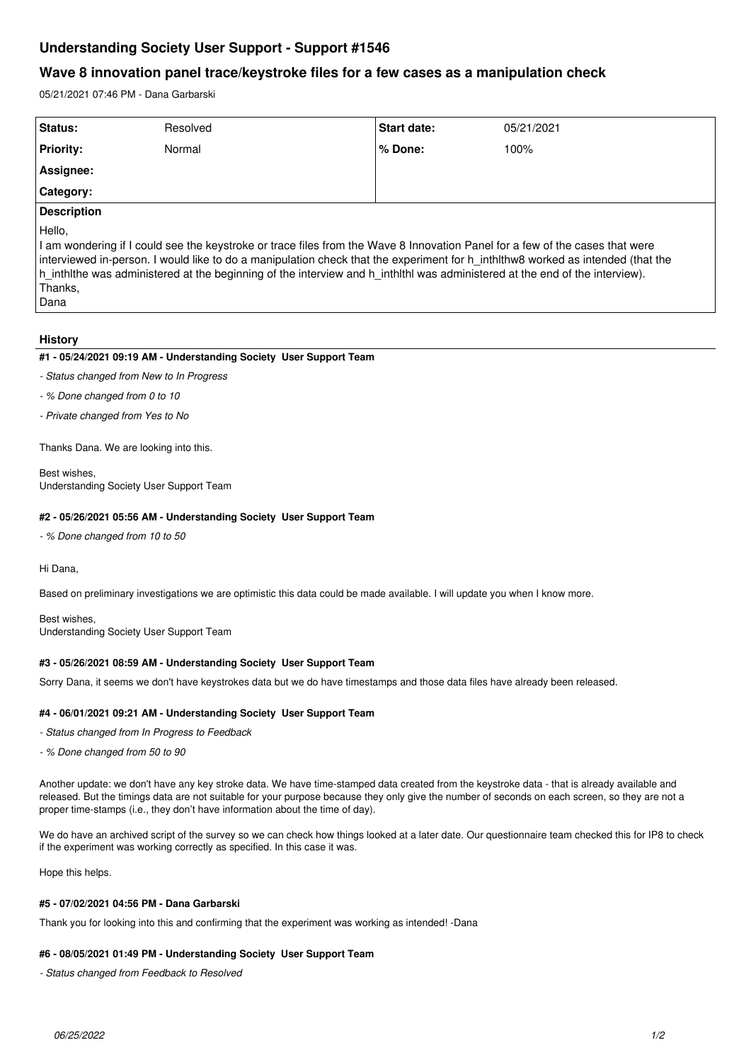# Understanding Society User Support - Support #1546

## Wave 8 innovation panel trace/keystroke files for a few cases as a manipulation check

05/21/2021 07:46 PM - Dana Garbarski

| Status: | Resolved | Start date: | 05/21/2021 |
|---|---|---|---|
| Priority: | Normal | % Done: | 100% |
| Assignee: | | | |
| Category: | | | |

**Description**

Hello,
I am wondering if I could see the keystroke or trace files from the Wave 8 Innovation Panel for a few of the cases that were interviewed in-person. I would like to do a manipulation check that the experiment for h_inthlthw8 worked as intended (that the h_inthlthe was administered at the beginning of the interview and h_inthlthl was administered at the end of the interview).
Thanks,
Dana

### History

#### #1 - 05/24/2021 09:19 AM - Understanding Society User Support Team

- *Status changed from New to In Progress*
- *% Done changed from 0 to 10*
- *Private changed from Yes to No*

Thanks Dana. We are looking into this.

Best wishes,
Understanding Society User Support Team

#### #2 - 05/26/2021 05:56 AM - Understanding Society User Support Team

- *% Done changed from 10 to 50*

Hi Dana,

Based on preliminary investigations we are optimistic this data could be made available. I will update you when I know more.

Best wishes,
Understanding Society User Support Team

#### #3 - 05/26/2021 08:59 AM - Understanding Society User Support Team

Sorry Dana, it seems we don't have keystrokes data but we do have timestamps and those data files have already been released.

#### #4 - 06/01/2021 09:21 AM - Understanding Society User Support Team

- *Status changed from In Progress to Feedback*
- *% Done changed from 50 to 90*

Another update: we don't have any key stroke data. We have time-stamped data created from the keystroke data - that is already available and released. But the timings data are not suitable for your purpose because they only give the number of seconds on each screen, so they are not a proper time-stamps (i.e., they don't have information about the time of day).

We do have an archived script of the survey so we can check how things looked at a later date. Our questionnaire team checked this for IP8 to check if the experiment was working correctly as specified. In this case it was.

Hope this helps.

#### #5 - 07/02/2021 04:56 PM - Dana Garbarski

Thank you for looking into this and confirming that the experiment was working as intended! -Dana

#### #6 - 08/05/2021 01:49 PM - Understanding Society User Support Team

- *Status changed from Feedback to Resolved*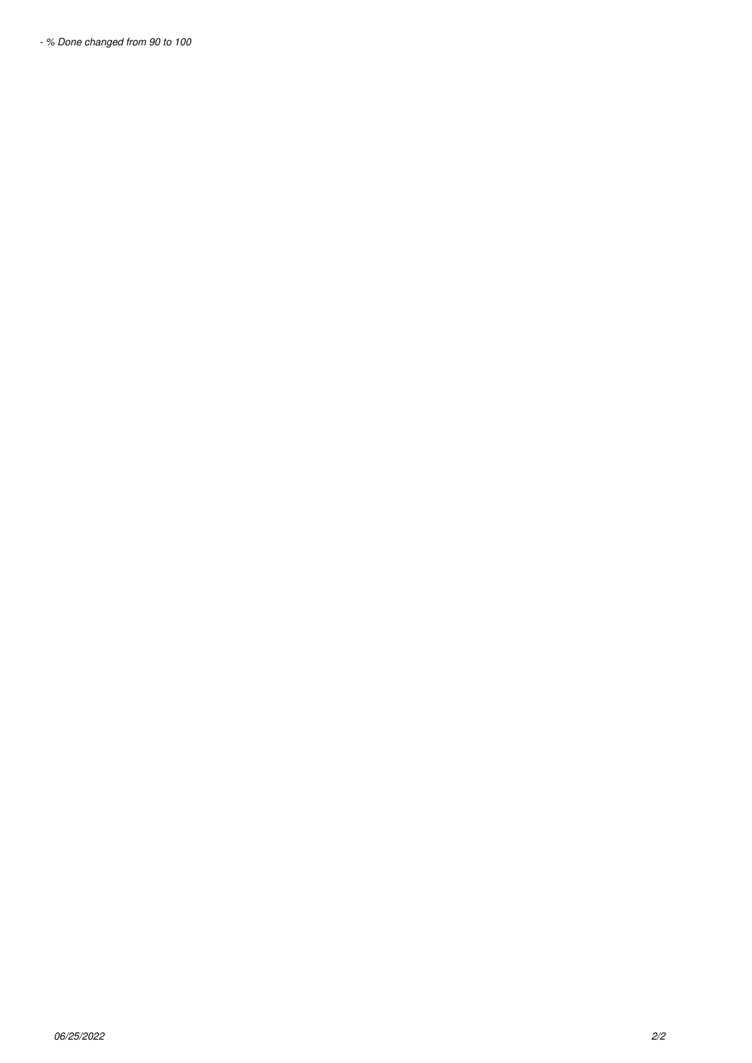- *% Done changed from 90 to 100*